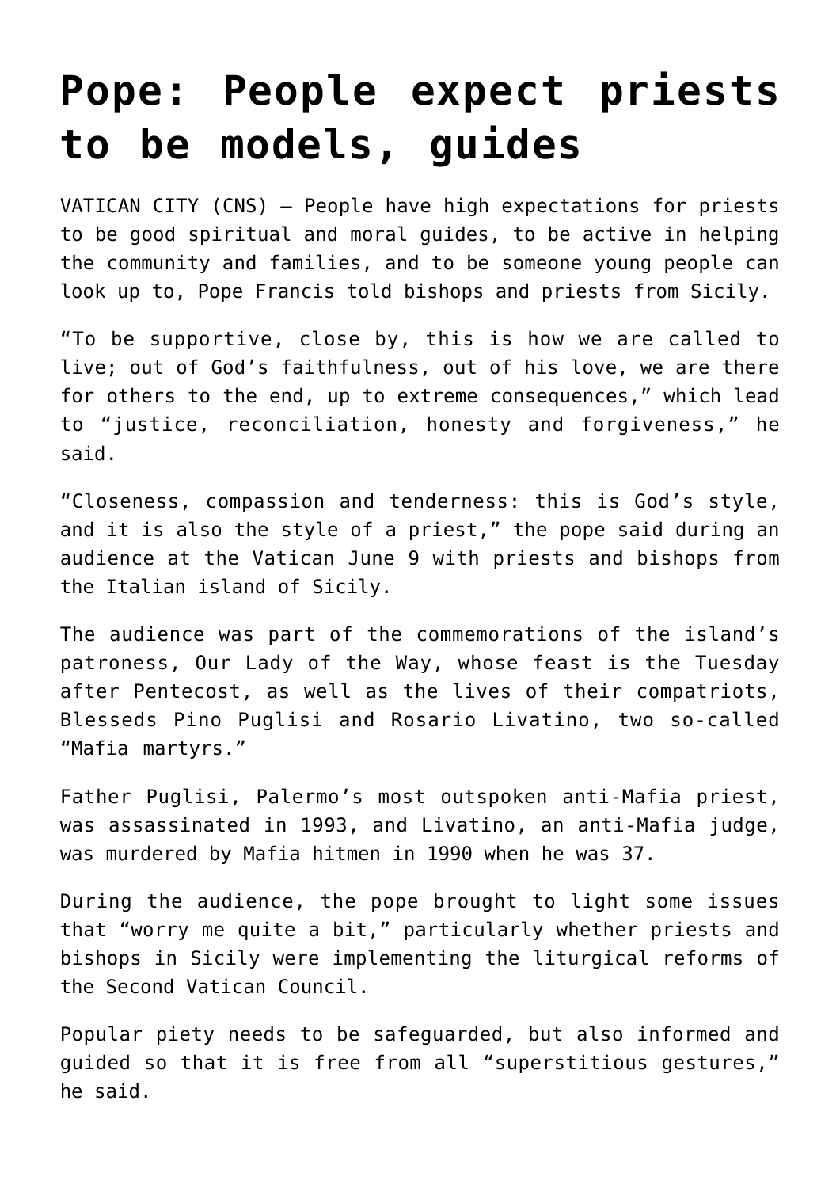# Pope: People expect priests to be models, guides

VATICAN CITY (CNS) — People have high expectations for priests to be good spiritual and moral guides, to be active in helping the community and families, and to be someone young people can look up to, Pope Francis told bishops and priests from Sicily.

"To be supportive, close by, this is how we are called to live; out of God's faithfulness, out of his love, we are there for others to the end, up to extreme consequences," which lead to "justice, reconciliation, honesty and forgiveness," he said.

"Closeness, compassion and tenderness: this is God's style, and it is also the style of a priest," the pope said during an audience at the Vatican June 9 with priests and bishops from the Italian island of Sicily.

The audience was part of the commemorations of the island's patroness, Our Lady of the Way, whose feast is the Tuesday after Pentecost, as well as the lives of their compatriots, Blesseds Pino Puglisi and Rosario Livatino, two so-called "Mafia martyrs."

Father Puglisi, Palermo's most outspoken anti-Mafia priest, was assassinated in 1993, and Livatino, an anti-Mafia judge, was murdered by Mafia hitmen in 1990 when he was 37.

During the audience, the pope brought to light some issues that "worry me quite a bit," particularly whether priests and bishops in Sicily were implementing the liturgical reforms of the Second Vatican Council.

Popular piety needs to be safeguarded, but also informed and guided so that it is free from all "superstitious gestures," he said.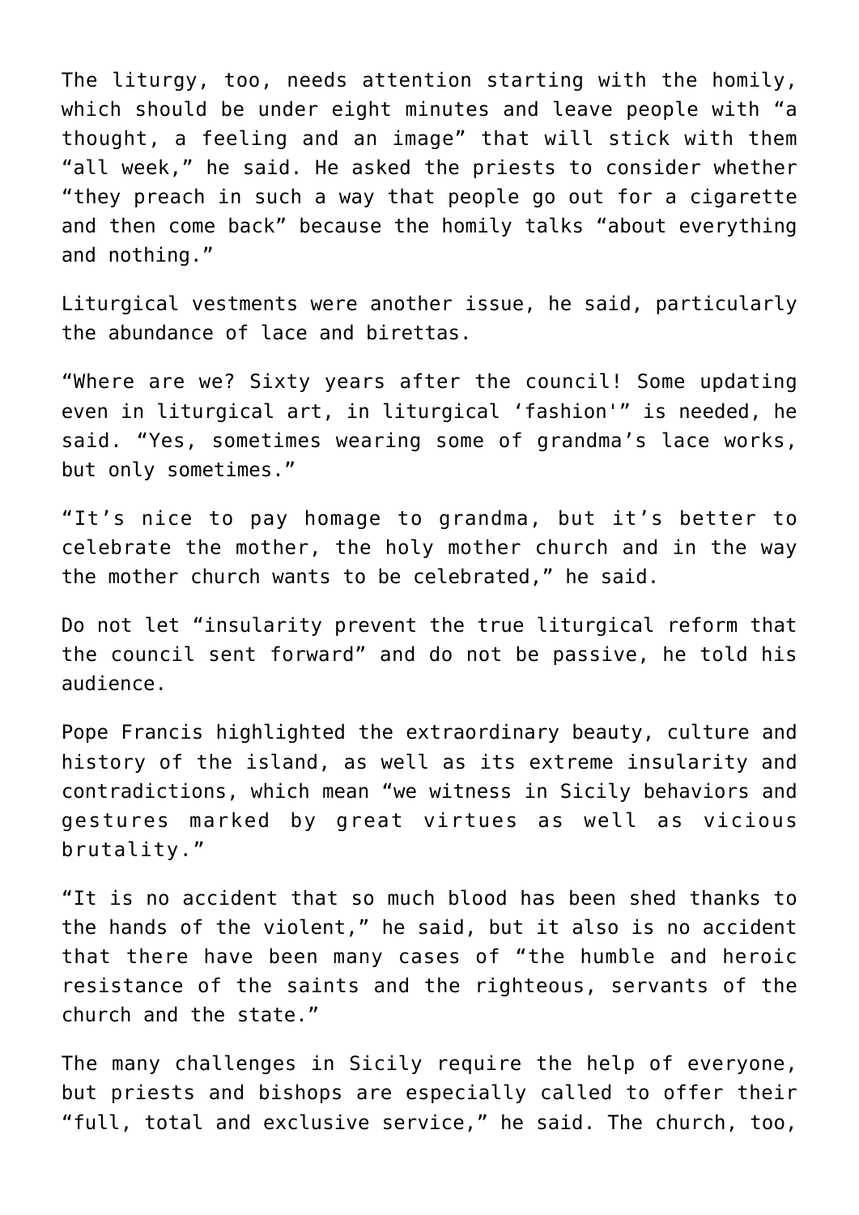The liturgy, too, needs attention starting with the homily, which should be under eight minutes and leave people with "a thought, a feeling and an image" that will stick with them "all week," he said. He asked the priests to consider whether "they preach in such a way that people go out for a cigarette and then come back" because the homily talks "about everything and nothing."

Liturgical vestments were another issue, he said, particularly the abundance of lace and birettas.

"Where are we? Sixty years after the council! Some updating even in liturgical art, in liturgical 'fashion'" is needed, he said. "Yes, sometimes wearing some of grandma's lace works, but only sometimes."

"It's nice to pay homage to grandma, but it's better to celebrate the mother, the holy mother church and in the way the mother church wants to be celebrated," he said.

Do not let "insularity prevent the true liturgical reform that the council sent forward" and do not be passive, he told his audience.

Pope Francis highlighted the extraordinary beauty, culture and history of the island, as well as its extreme insularity and contradictions, which mean "we witness in Sicily behaviors and gestures marked by great virtues as well as vicious brutality."

"It is no accident that so much blood has been shed thanks to the hands of the violent," he said, but it also is no accident that there have been many cases of "the humble and heroic resistance of the saints and the righteous, servants of the church and the state."

The many challenges in Sicily require the help of everyone, but priests and bishops are especially called to offer their "full, total and exclusive service," he said. The church, too,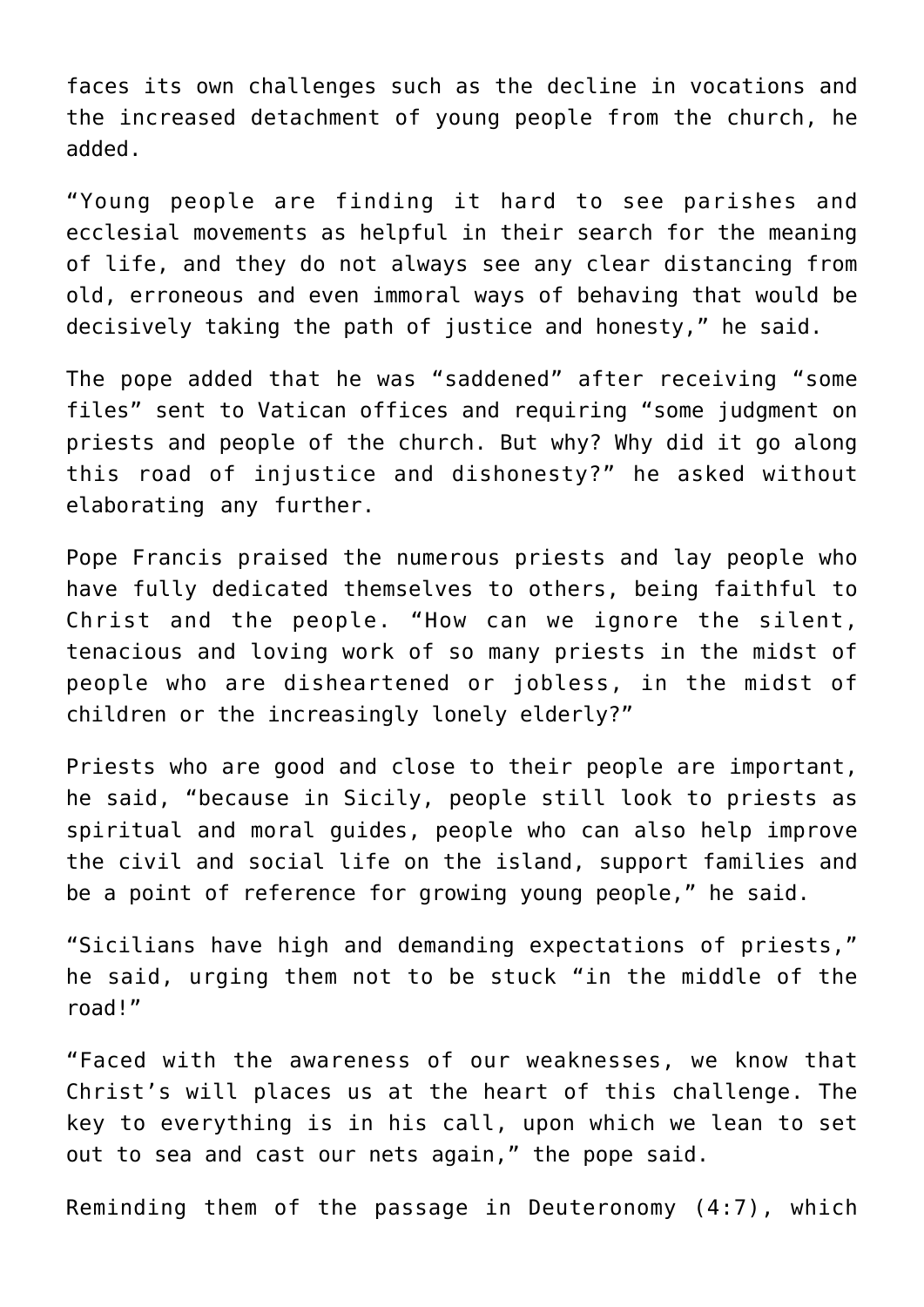faces its own challenges such as the decline in vocations and the increased detachment of young people from the church, he added.

"Young people are finding it hard to see parishes and ecclesial movements as helpful in their search for the meaning of life, and they do not always see any clear distancing from old, erroneous and even immoral ways of behaving that would be decisively taking the path of justice and honesty," he said.

The pope added that he was "saddened" after receiving "some files" sent to Vatican offices and requiring "some judgment on priests and people of the church. But why? Why did it go along this road of injustice and dishonesty?" he asked without elaborating any further.

Pope Francis praised the numerous priests and lay people who have fully dedicated themselves to others, being faithful to Christ and the people. "How can we ignore the silent, tenacious and loving work of so many priests in the midst of people who are disheartened or jobless, in the midst of children or the increasingly lonely elderly?"

Priests who are good and close to their people are important, he said, "because in Sicily, people still look to priests as spiritual and moral guides, people who can also help improve the civil and social life on the island, support families and be a point of reference for growing young people," he said.

"Sicilians have high and demanding expectations of priests," he said, urging them not to be stuck "in the middle of the road!"

"Faced with the awareness of our weaknesses, we know that Christ's will places us at the heart of this challenge. The key to everything is in his call, upon which we lean to set out to sea and cast our nets again," the pope said.

Reminding them of the passage in Deuteronomy (4:7), which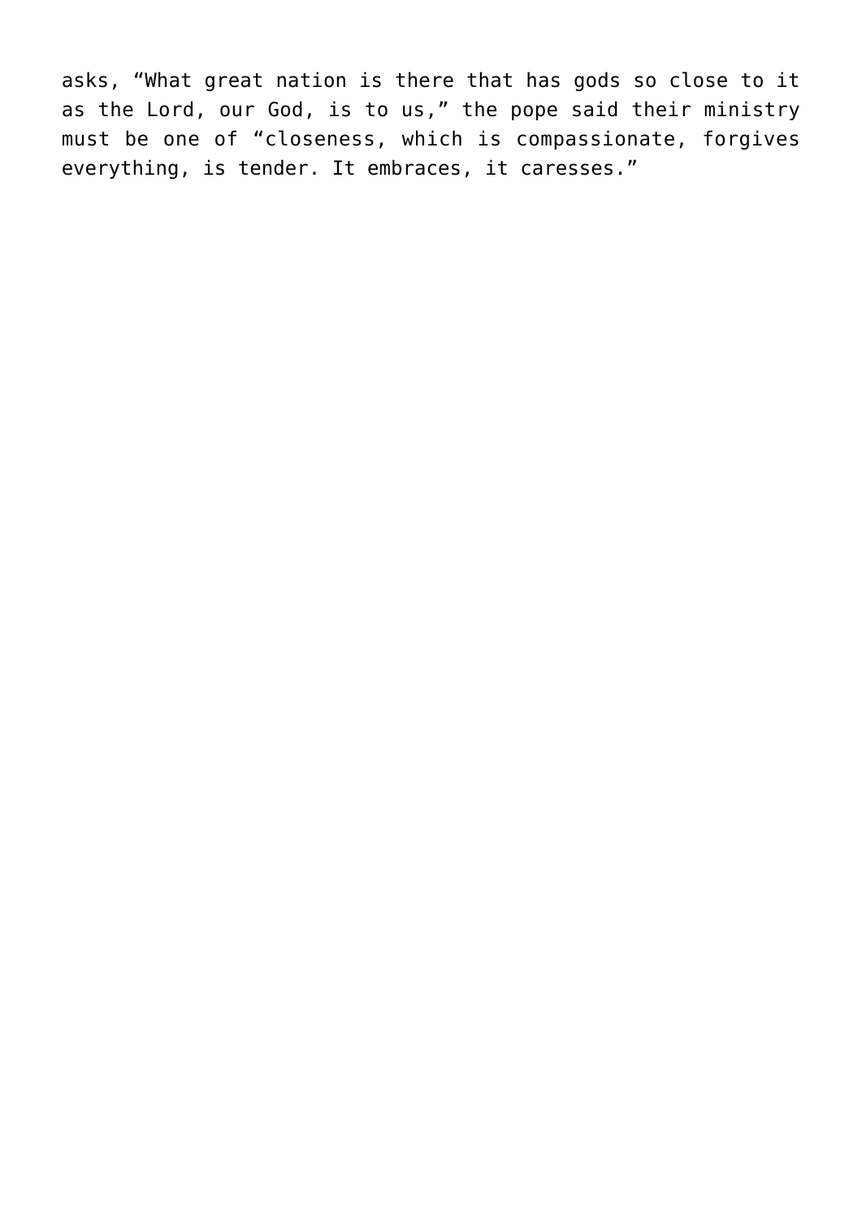asks, “What great nation is there that has gods so close to it as the Lord, our God, is to us,” the pope said their ministry must be one of “closeness, which is compassionate, forgives everything, is tender. It embraces, it caresses.”